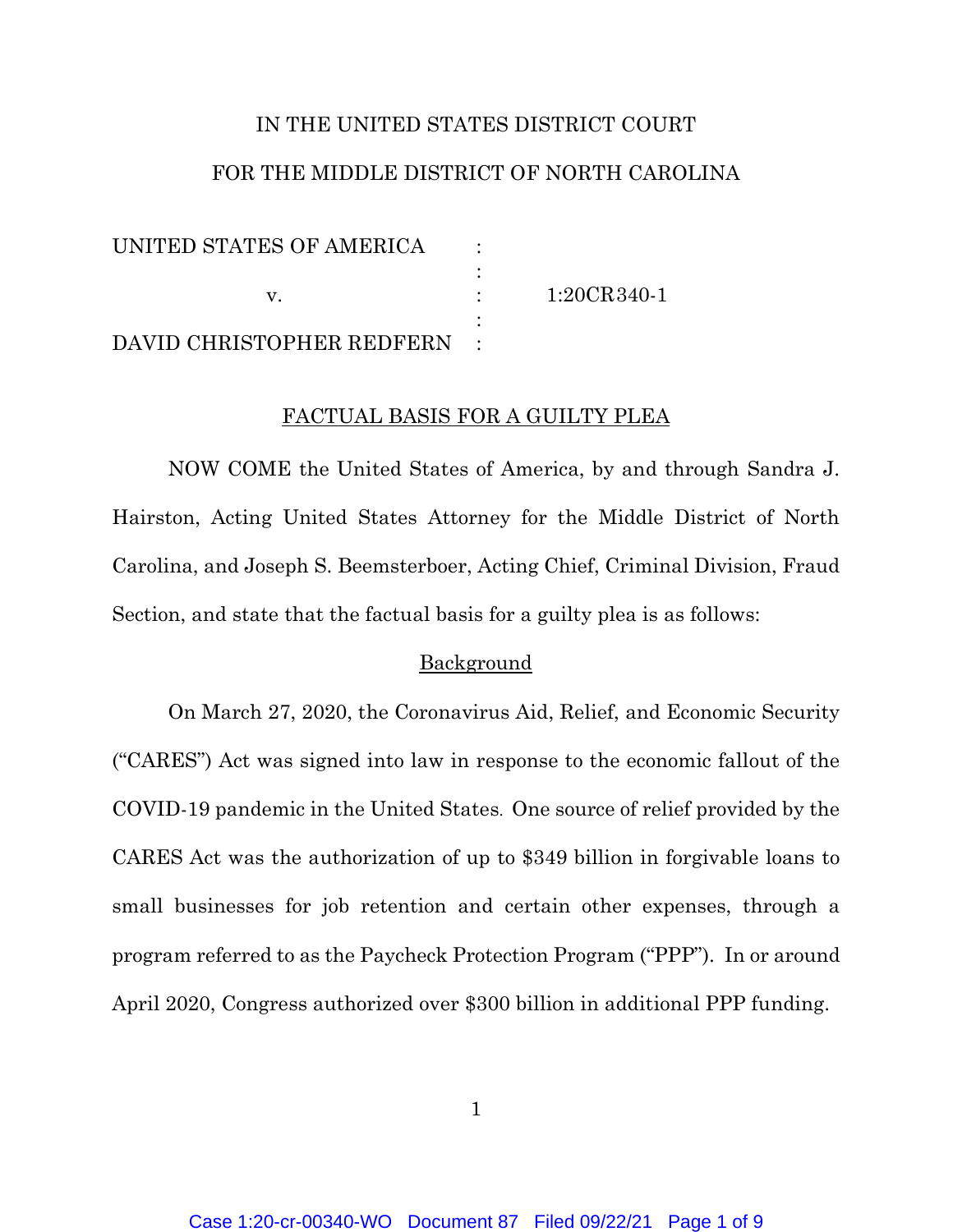IN THE UNITED STATES DISTRICT COURT

FOR THE MIDDLE DISTRICT OF NORTH CAROLINA

| | | |
|---|---|---|
| UNITED STATES OF AMERICA | : | |
| | : | |
| v. | : | 1:20CR340-1 |
| | : | |
| DAVID CHRISTOPHER REDFERN | : | |

## FACTUAL BASIS FOR A GUILTY PLEA

NOW COME the United States of America, by and through Sandra J. Hairston, Acting United States Attorney for the Middle District of North Carolina, and Joseph S. Beemsterboer, Acting Chief, Criminal Division, Fraud Section, and state that the factual basis for a guilty plea is as follows:

### Background

On March 27, 2020, the Coronavirus Aid, Relief, and Economic Security ("CARES") Act was signed into law in response to the economic fallout of the COVID-19 pandemic in the United States. One source of relief provided by the CARES Act was the authorization of up to $349 billion in forgivable loans to small businesses for job retention and certain other expenses, through a program referred to as the Paycheck Protection Program ("PPP"). In or around April 2020, Congress authorized over $300 billion in additional PPP funding.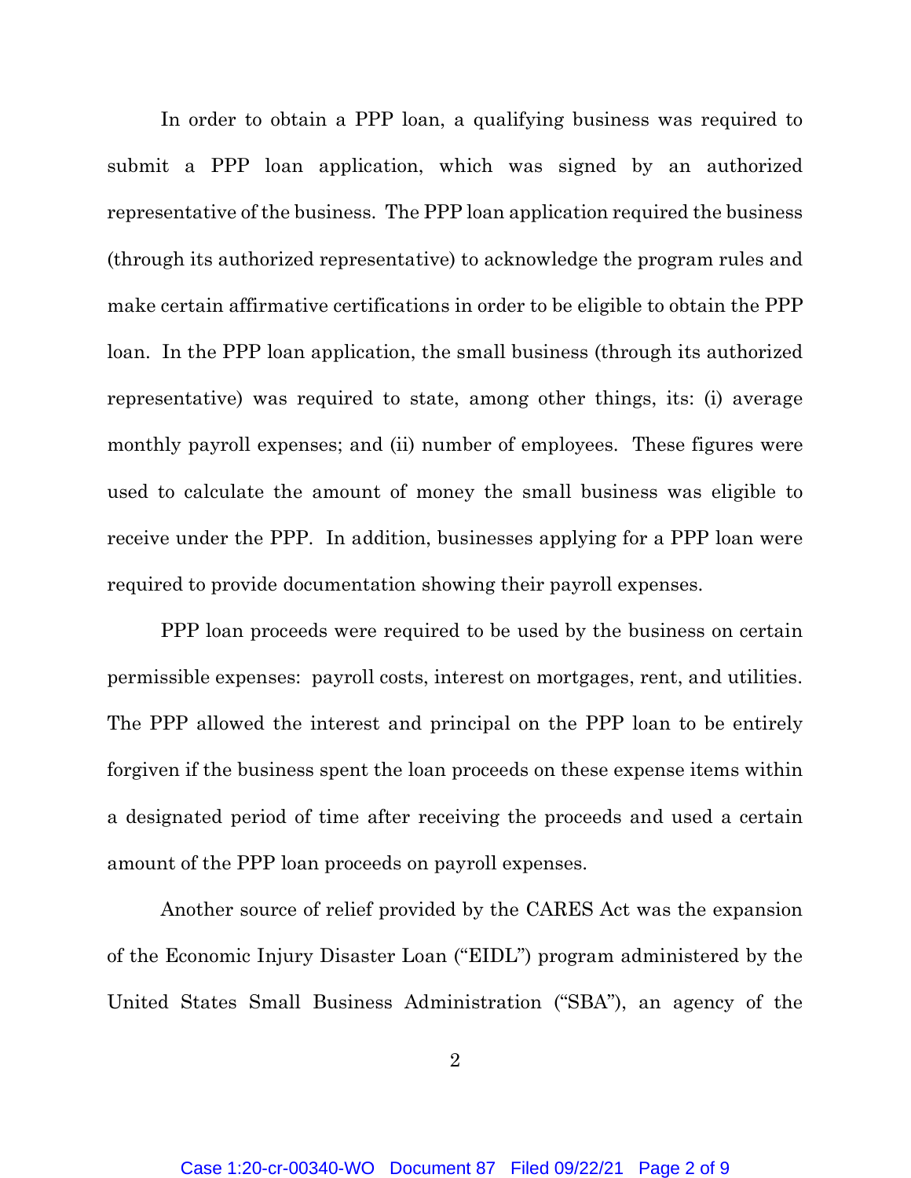In order to obtain a PPP loan, a qualifying business was required to submit a PPP loan application, which was signed by an authorized representative of the business. The PPP loan application required the business (through its authorized representative) to acknowledge the program rules and make certain affirmative certifications in order to be eligible to obtain the PPP loan. In the PPP loan application, the small business (through its authorized representative) was required to state, among other things, its: (i) average monthly payroll expenses; and (ii) number of employees. These figures were used to calculate the amount of money the small business was eligible to receive under the PPP. In addition, businesses applying for a PPP loan were required to provide documentation showing their payroll expenses.

PPP loan proceeds were required to be used by the business on certain permissible expenses: payroll costs, interest on mortgages, rent, and utilities. The PPP allowed the interest and principal on the PPP loan to be entirely forgiven if the business spent the loan proceeds on these expense items within a designated period of time after receiving the proceeds and used a certain amount of the PPP loan proceeds on payroll expenses.

Another source of relief provided by the CARES Act was the expansion of the Economic Injury Disaster Loan ("EIDL") program administered by the United States Small Business Administration ("SBA"), an agency of the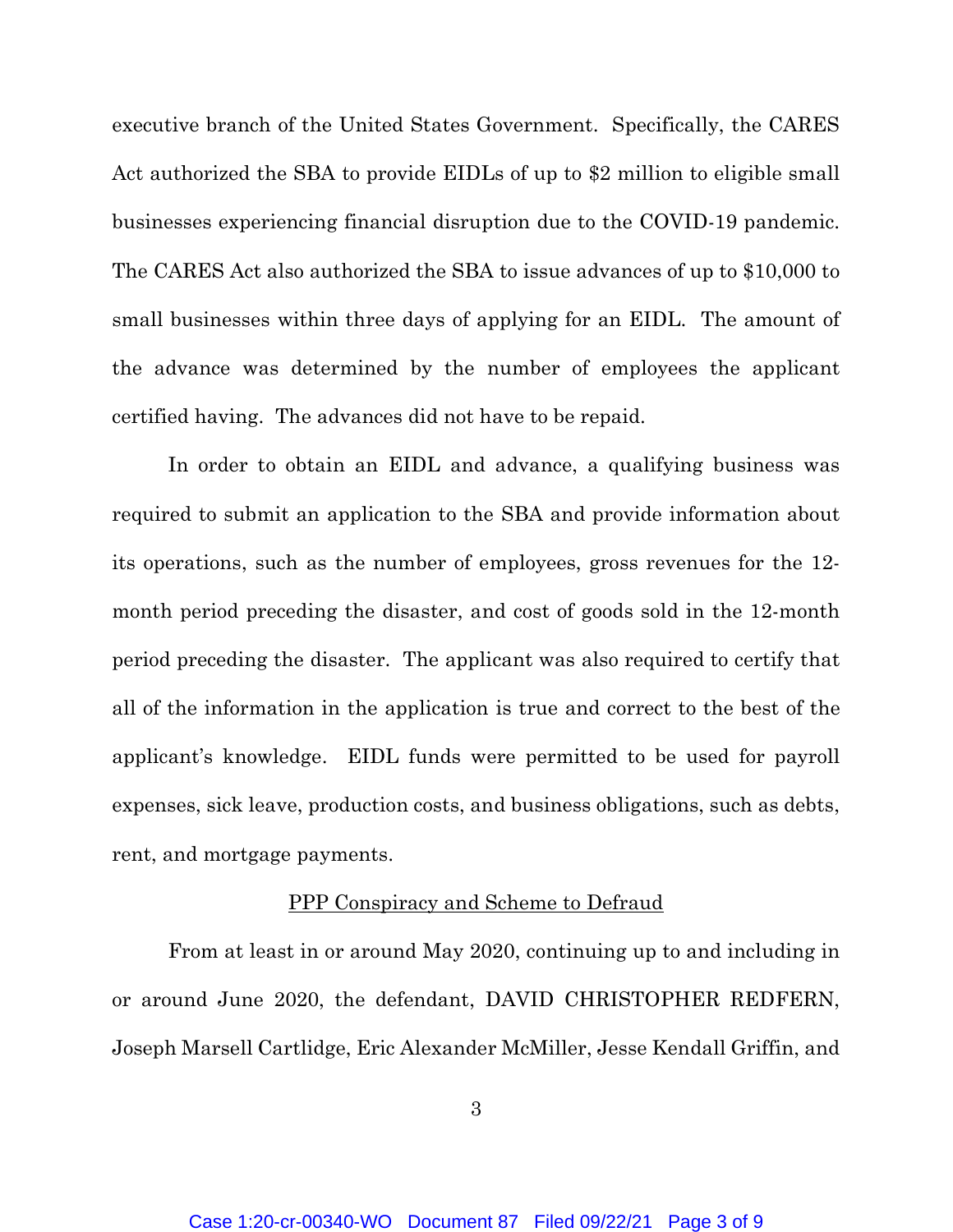executive branch of the United States Government. Specifically, the CARES Act authorized the SBA to provide EIDLs of up to $2 million to eligible small businesses experiencing financial disruption due to the COVID-19 pandemic. The CARES Act also authorized the SBA to issue advances of up to $10,000 to small businesses within three days of applying for an EIDL. The amount of the advance was determined by the number of employees the applicant certified having. The advances did not have to be repaid.

In order to obtain an EIDL and advance, a qualifying business was required to submit an application to the SBA and provide information about its operations, such as the number of employees, gross revenues for the 12-month period preceding the disaster, and cost of goods sold in the 12-month period preceding the disaster. The applicant was also required to certify that all of the information in the application is true and correct to the best of the applicant's knowledge. EIDL funds were permitted to be used for payroll expenses, sick leave, production costs, and business obligations, such as debts, rent, and mortgage payments.

<u>PPP Conspiracy and Scheme to Defraud</u>

From at least in or around May 2020, continuing up to and including in or around June 2020, the defendant, DAVID CHRISTOPHER REDFERN, Joseph Marsell Cartlidge, Eric Alexander McMiller, Jesse Kendall Griffin, and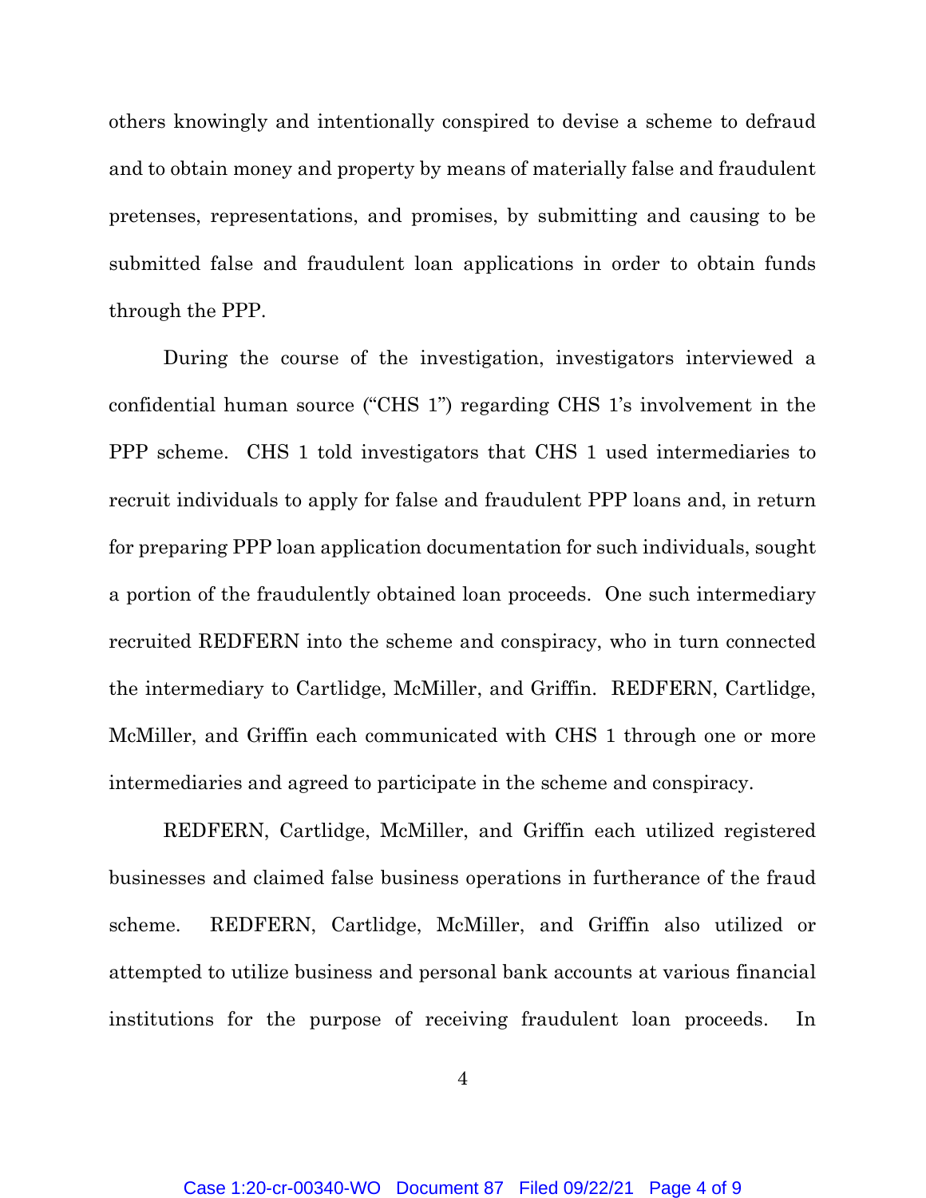others knowingly and intentionally conspired to devise a scheme to defraud and to obtain money and property by means of materially false and fraudulent pretenses, representations, and promises, by submitting and causing to be submitted false and fraudulent loan applications in order to obtain funds through the PPP.

During the course of the investigation, investigators interviewed a confidential human source ("CHS 1") regarding CHS 1's involvement in the PPP scheme. CHS 1 told investigators that CHS 1 used intermediaries to recruit individuals to apply for false and fraudulent PPP loans and, in return for preparing PPP loan application documentation for such individuals, sought a portion of the fraudulently obtained loan proceeds. One such intermediary recruited REDFERN into the scheme and conspiracy, who in turn connected the intermediary to Cartlidge, McMiller, and Griffin. REDFERN, Cartlidge, McMiller, and Griffin each communicated with CHS 1 through one or more intermediaries and agreed to participate in the scheme and conspiracy.

REDFERN, Cartlidge, McMiller, and Griffin each utilized registered businesses and claimed false business operations in furtherance of the fraud scheme. REDFERN, Cartlidge, McMiller, and Griffin also utilized or attempted to utilize business and personal bank accounts at various financial institutions for the purpose of receiving fraudulent loan proceeds. In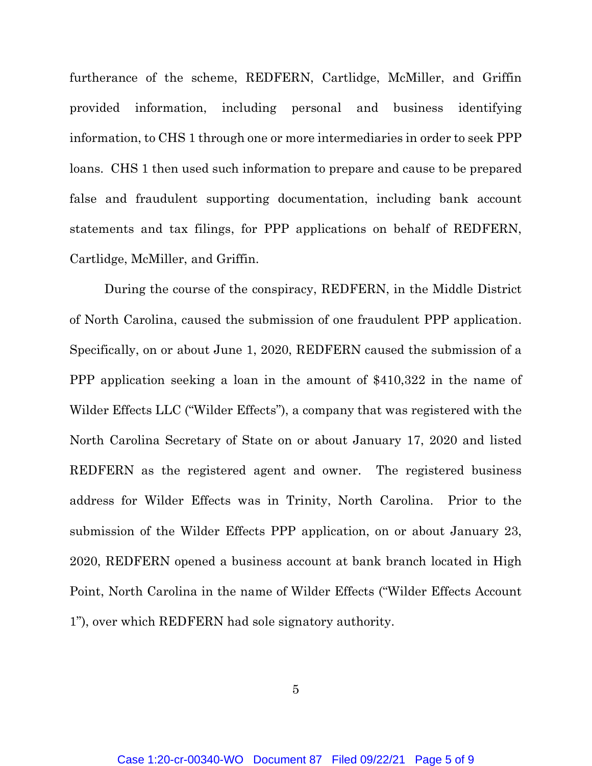furtherance of the scheme, REDFERN, Cartlidge, McMiller, and Griffin provided information, including personal and business identifying information, to CHS 1 through one or more intermediaries in order to seek PPP loans. CHS 1 then used such information to prepare and cause to be prepared false and fraudulent supporting documentation, including bank account statements and tax filings, for PPP applications on behalf of REDFERN, Cartlidge, McMiller, and Griffin.

During the course of the conspiracy, REDFERN, in the Middle District of North Carolina, caused the submission of one fraudulent PPP application. Specifically, on or about June 1, 2020, REDFERN caused the submission of a PPP application seeking a loan in the amount of $410,322 in the name of Wilder Effects LLC ("Wilder Effects"), a company that was registered with the North Carolina Secretary of State on or about January 17, 2020 and listed REDFERN as the registered agent and owner. The registered business address for Wilder Effects was in Trinity, North Carolina. Prior to the submission of the Wilder Effects PPP application, on or about January 23, 2020, REDFERN opened a business account at bank branch located in High Point, North Carolina in the name of Wilder Effects ("Wilder Effects Account 1"), over which REDFERN had sole signatory authority.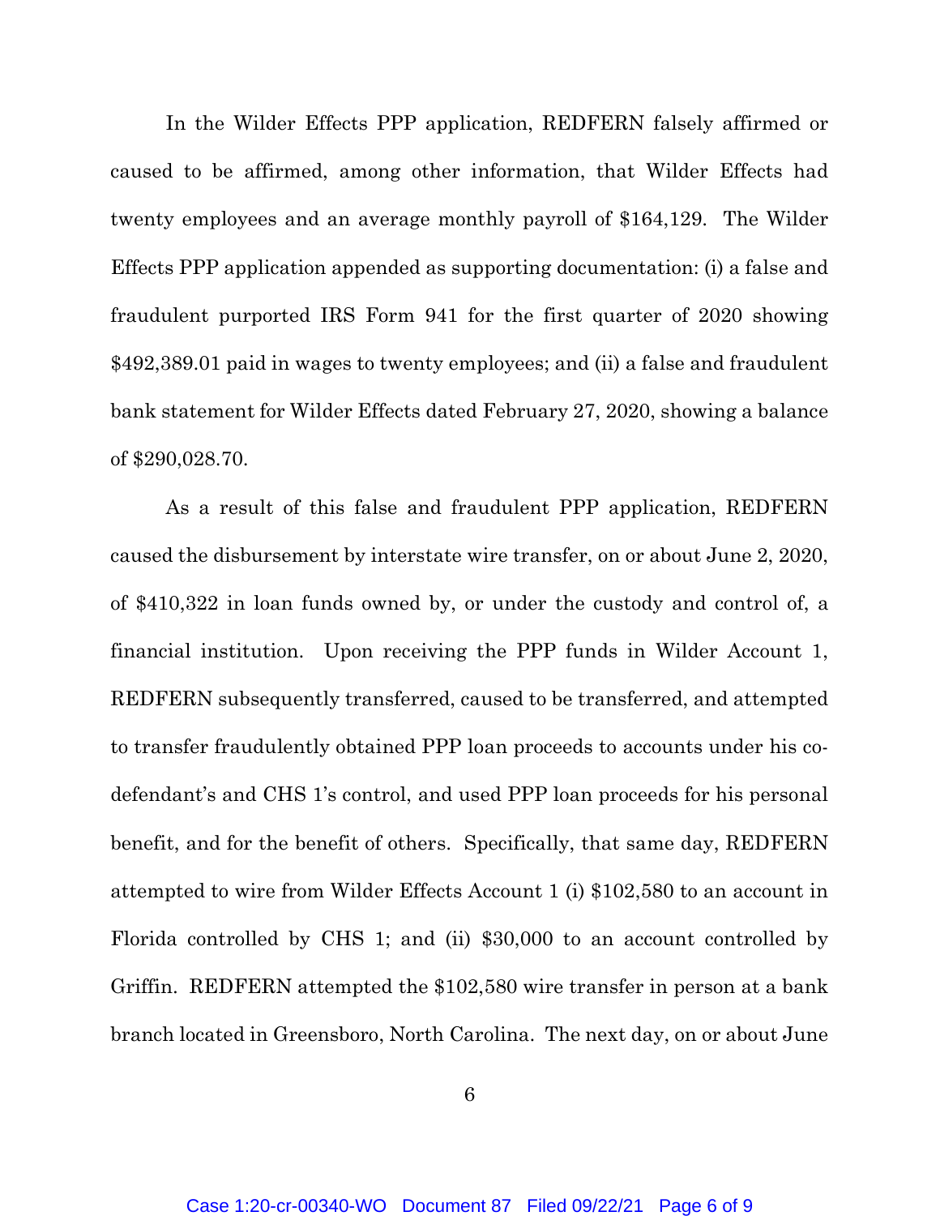In the Wilder Effects PPP application, REDFERN falsely affirmed or caused to be affirmed, among other information, that Wilder Effects had twenty employees and an average monthly payroll of $164,129. The Wilder Effects PPP application appended as supporting documentation: (i) a false and fraudulent purported IRS Form 941 for the first quarter of 2020 showing $492,389.01 paid in wages to twenty employees; and (ii) a false and fraudulent bank statement for Wilder Effects dated February 27, 2020, showing a balance of $290,028.70.

As a result of this false and fraudulent PPP application, REDFERN caused the disbursement by interstate wire transfer, on or about June 2, 2020, of $410,322 in loan funds owned by, or under the custody and control of, a financial institution. Upon receiving the PPP funds in Wilder Account 1, REDFERN subsequently transferred, caused to be transferred, and attempted to transfer fraudulently obtained PPP loan proceeds to accounts under his co-defendant's and CHS 1's control, and used PPP loan proceeds for his personal benefit, and for the benefit of others. Specifically, that same day, REDFERN attempted to wire from Wilder Effects Account 1 (i) $102,580 to an account in Florida controlled by CHS 1; and (ii) $30,000 to an account controlled by Griffin. REDFERN attempted the $102,580 wire transfer in person at a bank branch located in Greensboro, North Carolina. The next day, on or about June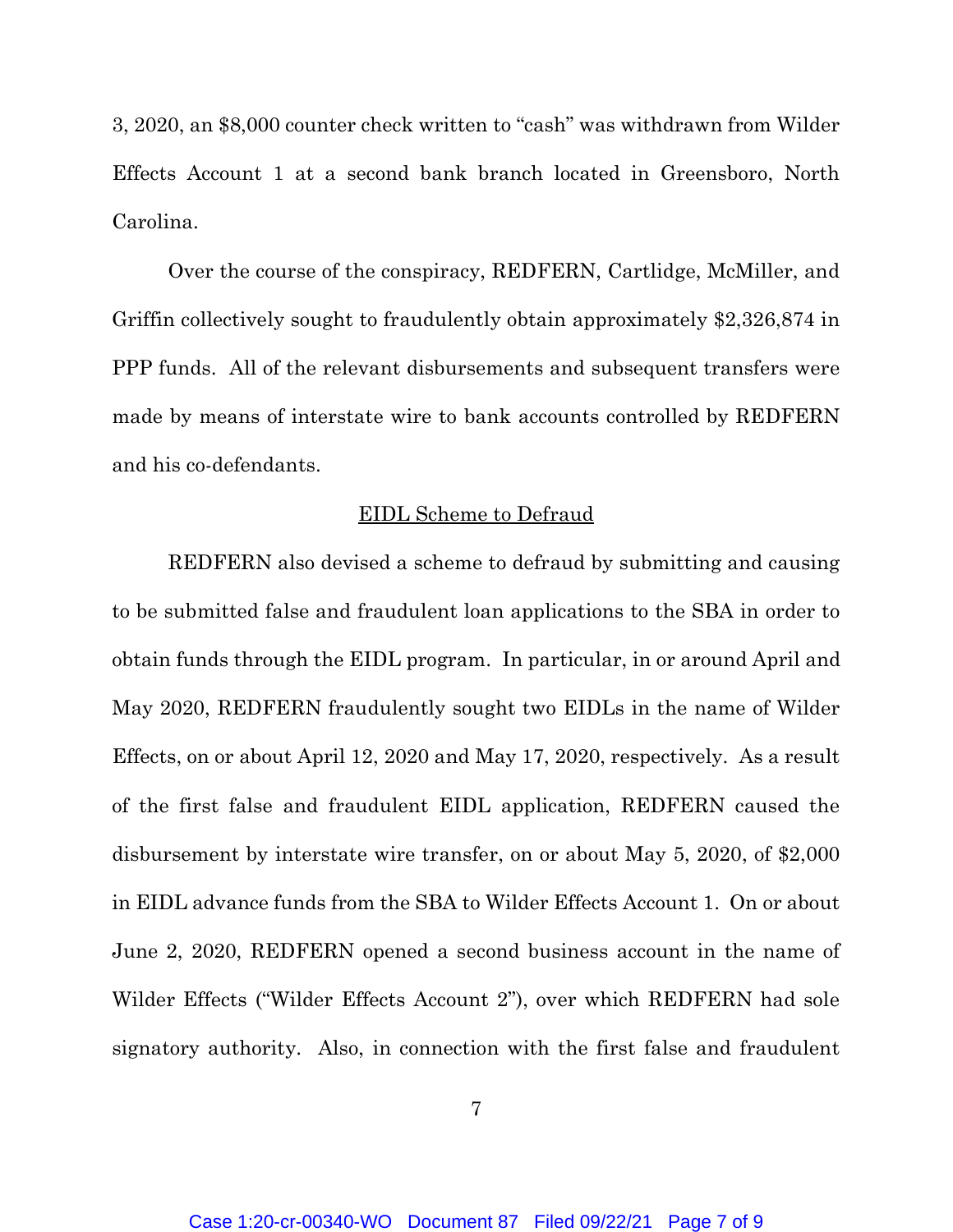3, 2020, an $8,000 counter check written to "cash" was withdrawn from Wilder Effects Account 1 at a second bank branch located in Greensboro, North Carolina.

Over the course of the conspiracy, REDFERN, Cartlidge, McMiller, and Griffin collectively sought to fraudulently obtain approximately $2,326,874 in PPP funds. All of the relevant disbursements and subsequent transfers were made by means of interstate wire to bank accounts controlled by REDFERN and his co-defendants.

## EIDL Scheme to Defraud

REDFERN also devised a scheme to defraud by submitting and causing to be submitted false and fraudulent loan applications to the SBA in order to obtain funds through the EIDL program. In particular, in or around April and May 2020, REDFERN fraudulently sought two EIDLs in the name of Wilder Effects, on or about April 12, 2020 and May 17, 2020, respectively. As a result of the first false and fraudulent EIDL application, REDFERN caused the disbursement by interstate wire transfer, on or about May 5, 2020, of $2,000 in EIDL advance funds from the SBA to Wilder Effects Account 1. On or about June 2, 2020, REDFERN opened a second business account in the name of Wilder Effects ("Wilder Effects Account 2"), over which REDFERN had sole signatory authority. Also, in connection with the first false and fraudulent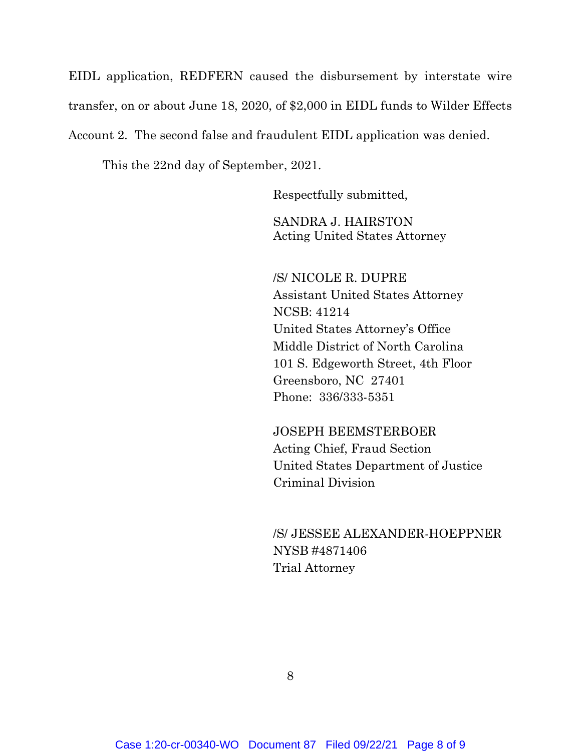EIDL application, REDFERN caused the disbursement by interstate wire transfer, on or about June 18, 2020, of $2,000 in EIDL funds to Wilder Effects Account 2. The second false and fraudulent EIDL application was denied.

This the 22nd day of September, 2021.

Respectfully submitted,

SANDRA J. HAIRSTON
Acting United States Attorney

/S/ NICOLE R. DUPRE
Assistant United States Attorney
NCSB: 41214
United States Attorney's Office
Middle District of North Carolina
101 S. Edgeworth Street, 4th Floor
Greensboro, NC 27401
Phone: 336/333-5351

JOSEPH BEEMSTERBOER
Acting Chief, Fraud Section
United States Department of Justice
Criminal Division

/S/ JESSEE ALEXANDER-HOEPPNER
NYSB #4871406
Trial Attorney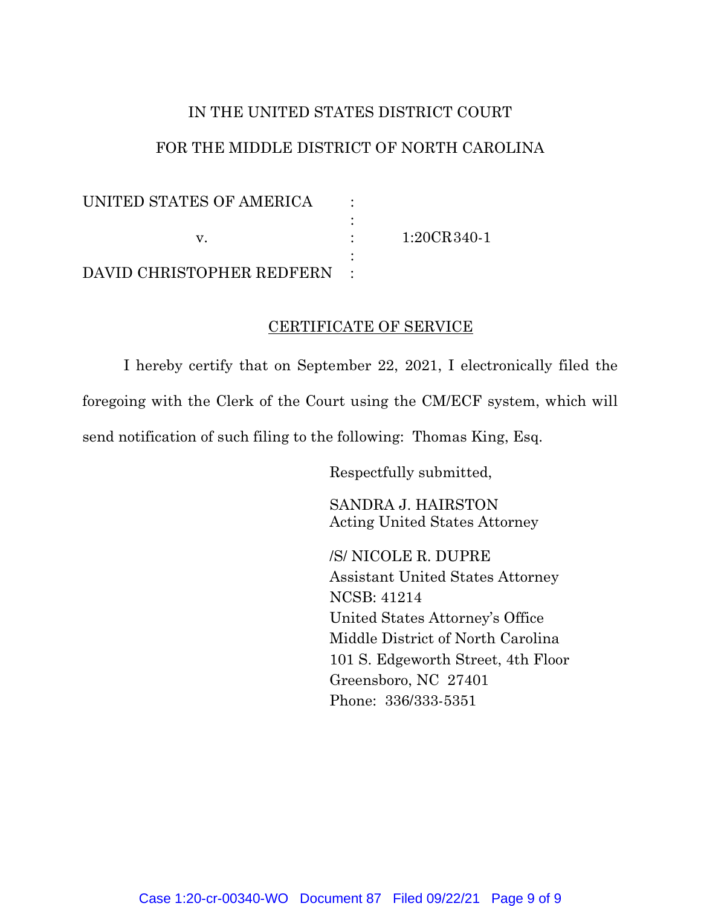IN THE UNITED STATES DISTRICT COURT

FOR THE MIDDLE DISTRICT OF NORTH CAROLINA

| | | |
|---|---|---|
| UNITED STATES OF AMERICA | : | |
| | : | |
| v. | : | 1:20CR340-1 |
| | : | |
| DAVID CHRISTOPHER REDFERN | : | |

CERTIFICATE OF SERVICE

I hereby certify that on September 22, 2021, I electronically filed the foregoing with the Clerk of the Court using the CM/ECF system, which will send notification of such filing to the following: Thomas King, Esq.

Respectfully submitted,

SANDRA J. HAIRSTON
Acting United States Attorney

/S/ NICOLE R. DUPRE
Assistant United States Attorney
NCSB: 41214
United States Attorney's Office
Middle District of North Carolina
101 S. Edgeworth Street, 4th Floor
Greensboro, NC 27401
Phone: 336/333-5351